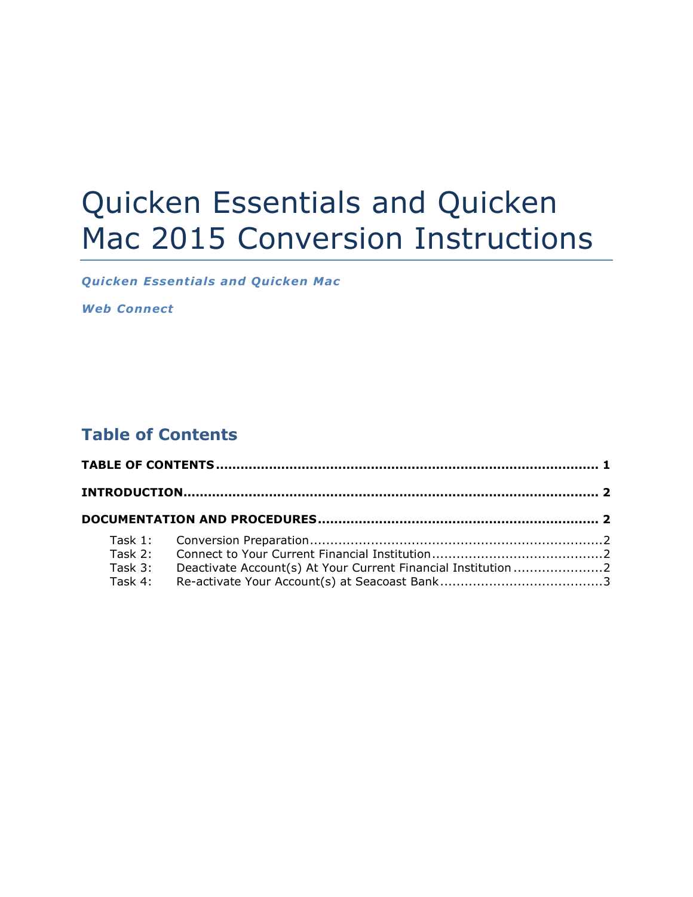# Quicken Essentials and Quicken Mac 2015 Conversion Instructions

***Quicken Essentials and Quicken Mac***

***Web Connect***

## Table of Contents

**TABLE OF CONTENTS ........................................................................................ 1**

**INTRODUCTION................................................................................................ 2**

**DOCUMENTATION AND PROCEDURES ................................................................ 2**

Task 1: Conversion Preparation.......................................................................2
Task 2: Connect to Your Current Financial Institution.........................................2
Task 3: Deactivate Account(s) At Your Current Financial Institution......................2
Task 4: Re-activate Your Account(s) at Seacoast Bank.......................................3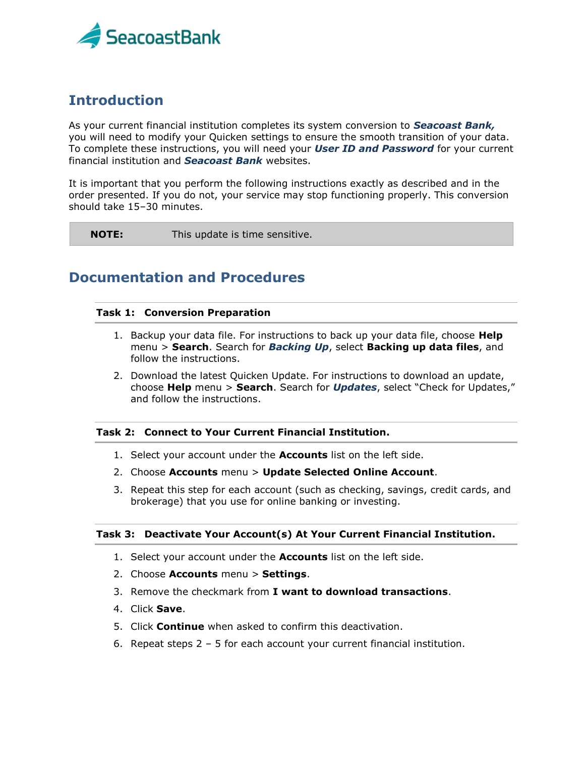## Introduction

As your current financial institution completes its system conversion to ***Seacoast Bank,*** you will need to modify your Quicken settings to ensure the smooth transition of your data. To complete these instructions, you will need your ***User ID and Password*** for your current financial institution and ***Seacoast Bank*** websites.

It is important that you perform the following instructions exactly as described and in the order presented. If you do not, your service may stop functioning properly. This conversion should take 15–30 minutes.

| **NOTE:** | This update is time sensitive. |
|---|---|

## Documentation and Procedures

### Task 1: Conversion Preparation

1. Backup your data file. For instructions to back up your data file, choose **Help** menu > **Search**. Search for ***Backing Up***, select **Backing up data files**, and follow the instructions.
2. Download the latest Quicken Update. For instructions to download an update, choose **Help** menu > **Search**. Search for ***Updates***, select "Check for Updates," and follow the instructions.

### Task 2: Connect to Your Current Financial Institution.

1. Select your account under the **Accounts** list on the left side.
2. Choose **Accounts** menu > **Update Selected Online Account**.
3. Repeat this step for each account (such as checking, savings, credit cards, and brokerage) that you use for online banking or investing.

### Task 3: Deactivate Your Account(s) At Your Current Financial Institution.

1. Select your account under the **Accounts** list on the left side.
2. Choose **Accounts** menu > **Settings**.
3. Remove the checkmark from **I want to download transactions**.
4. Click **Save**.
5. Click **Continue** when asked to confirm this deactivation.
6. Repeat steps 2 – 5 for each account your current financial institution.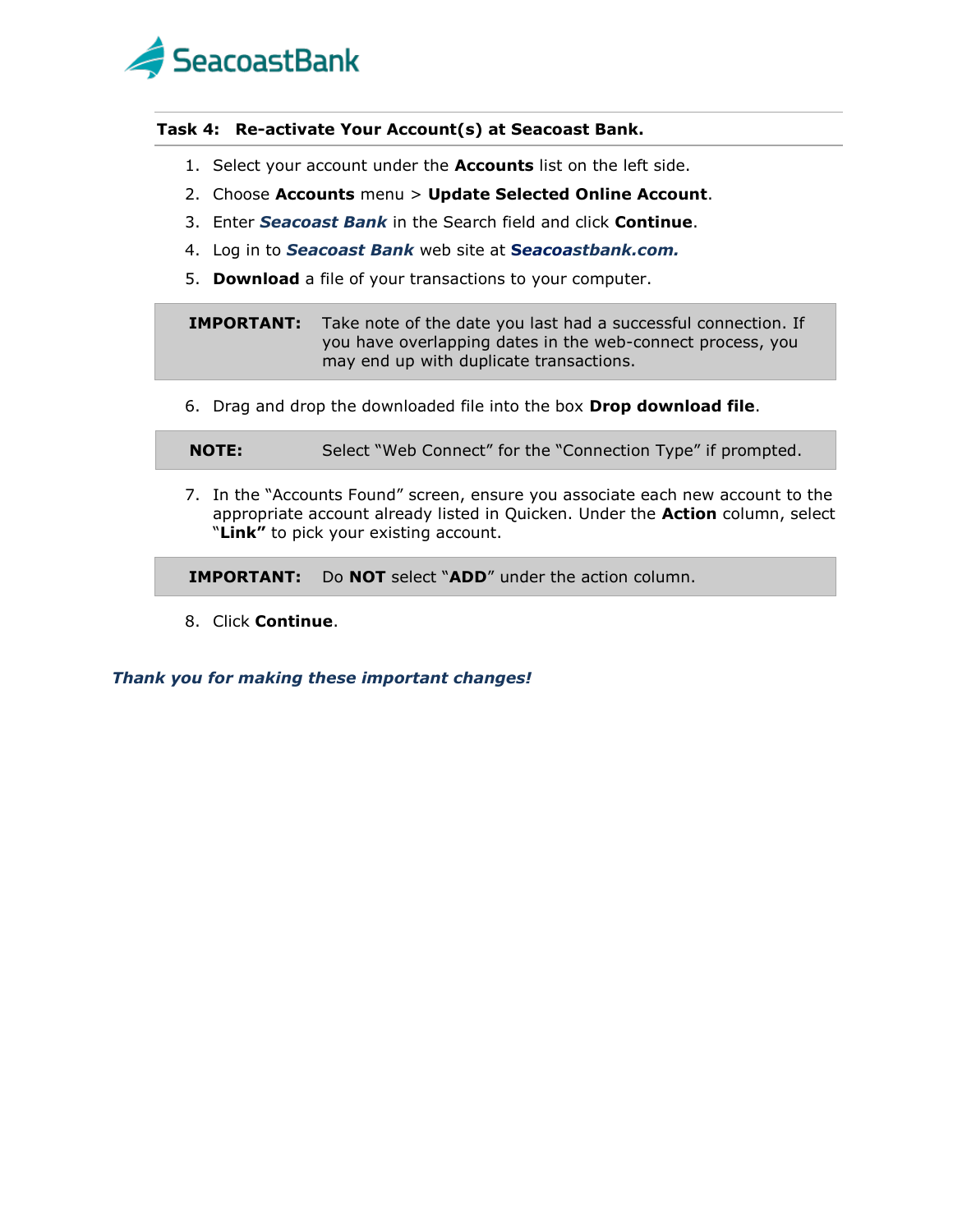SeacoastBank

### Task 4: Re-activate Your Account(s) at Seacoast Bank.

1. Select your account under the **Accounts** list on the left side.
2. Choose **Accounts** menu > **Update Selected Online Account**.
3. Enter ***Seacoast Bank*** in the Search field and click **Continue**.
4. Log in to ***Seacoast Bank*** web site at ***Seacoastbank.com.***
5. **Download** a file of your transactions to your computer.

| | |
|---|---|
| **IMPORTANT:** | Take note of the date you last had a successful connection. If you have overlapping dates in the web-connect process, you may end up with duplicate transactions. |

6. Drag and drop the downloaded file into the box **Drop download file**.

| | |
|---|---|
| **NOTE:** | Select "Web Connect" for the "Connection Type" if prompted. |

7. In the "Accounts Found" screen, ensure you associate each new account to the appropriate account already listed in Quicken. Under the **Action** column, select "**Link"** to pick your existing account.

| | |
|---|---|
| **IMPORTANT:** | Do **NOT** select "**ADD**" under the action column. |

8. Click **Continue**.

***Thank you for making these important changes!***